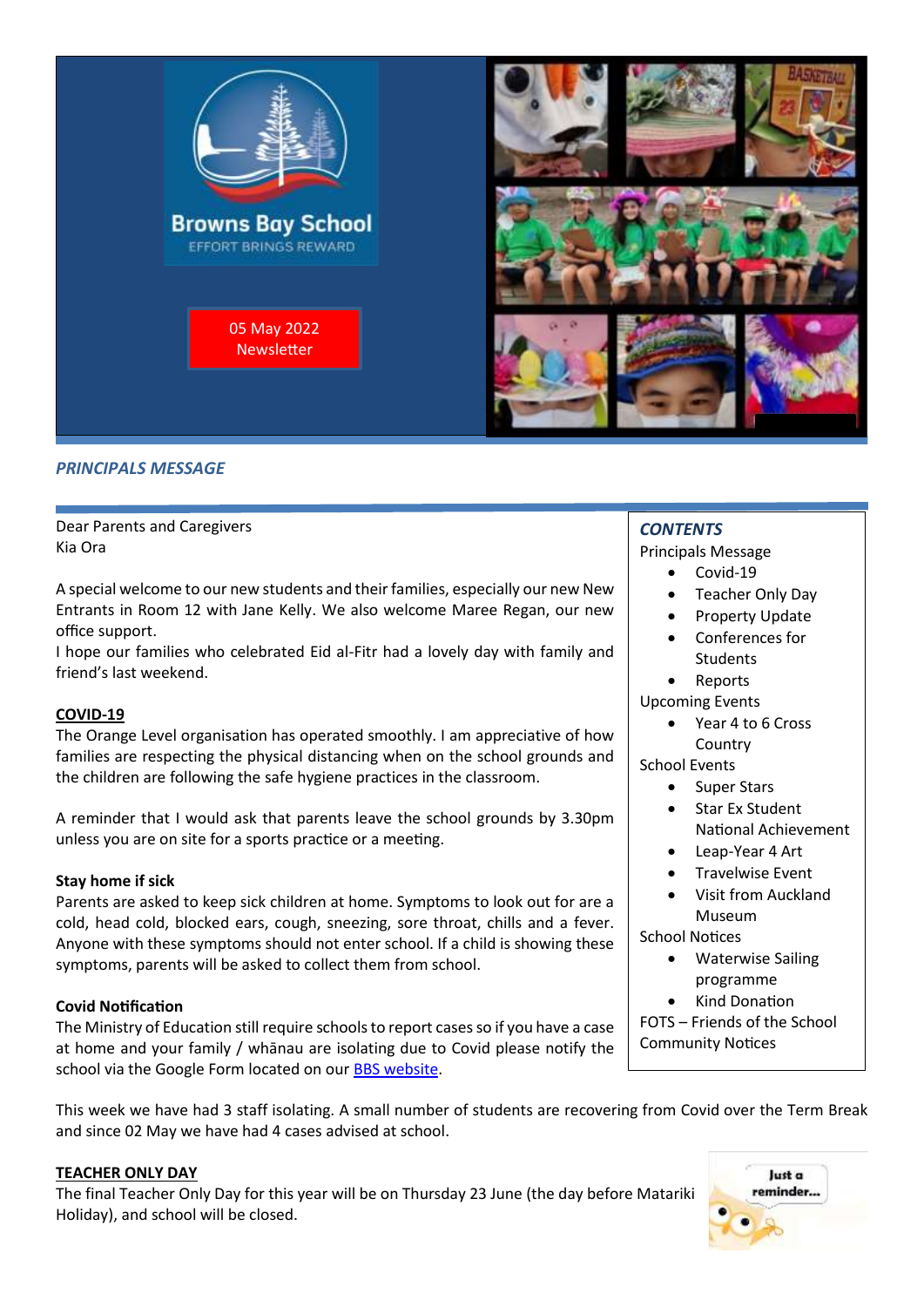# Browns Bay School

EFFORT BRINGS REWARD

05 May 2022
Newsletter

## *PRINCIPALS MESSAGE*

Dear Parents and Caregivers
Kia Ora

A special welcome to our new students and their families, especially our new New Entrants in Room 12 with Jane Kelly. We also welcome Maree Regan, our new office support.
I hope our families who celebrated Eid al-Fitr had a lovely day with family and friend's last weekend.

### COVID-19

The Orange Level organisation has operated smoothly. I am appreciative of how families are respecting the physical distancing when on the school grounds and the children are following the safe hygiene practices in the classroom.

A reminder that I would ask that parents leave the school grounds by 3.30pm unless you are on site for a sports practice or a meeting.

**Stay home if sick**
Parents are asked to keep sick children at home. Symptoms to look out for are a cold, head cold, blocked ears, cough, sneezing, sore throat, chills and a fever. Anyone with these symptoms should not enter school. If a child is showing these symptoms, parents will be asked to collect them from school.

**Covid Notification**
The Ministry of Education still require schools to report cases so if you have a case at home and your family / whānau are isolating due to Covid please notify the school via the Google Form located on our [BBS website](BBS website).

This week we have had 3 staff isolating. A small number of students are recovering from Covid over the Term Break and since 02 May we have had 4 cases advised at school.

### TEACHER ONLY DAY

The final Teacher Only Day for this year will be on Thursday 23 June (the day before Matariki Holiday), and school will be closed.

### *CONTENTS*

Principals Message
- Covid-19
- Teacher Only Day
- Property Update
- Conferences for Students
- Reports

Upcoming Events
- Year 4 to 6 Cross Country

School Events
- Super Stars
- Star Ex Student National Achievement
- Leap-Year 4 Art
- Travelwise Event
- Visit from Auckland Museum

School Notices
- Waterwise Sailing programme
- Kind Donation

FOTS – Friends of the School
Community Notices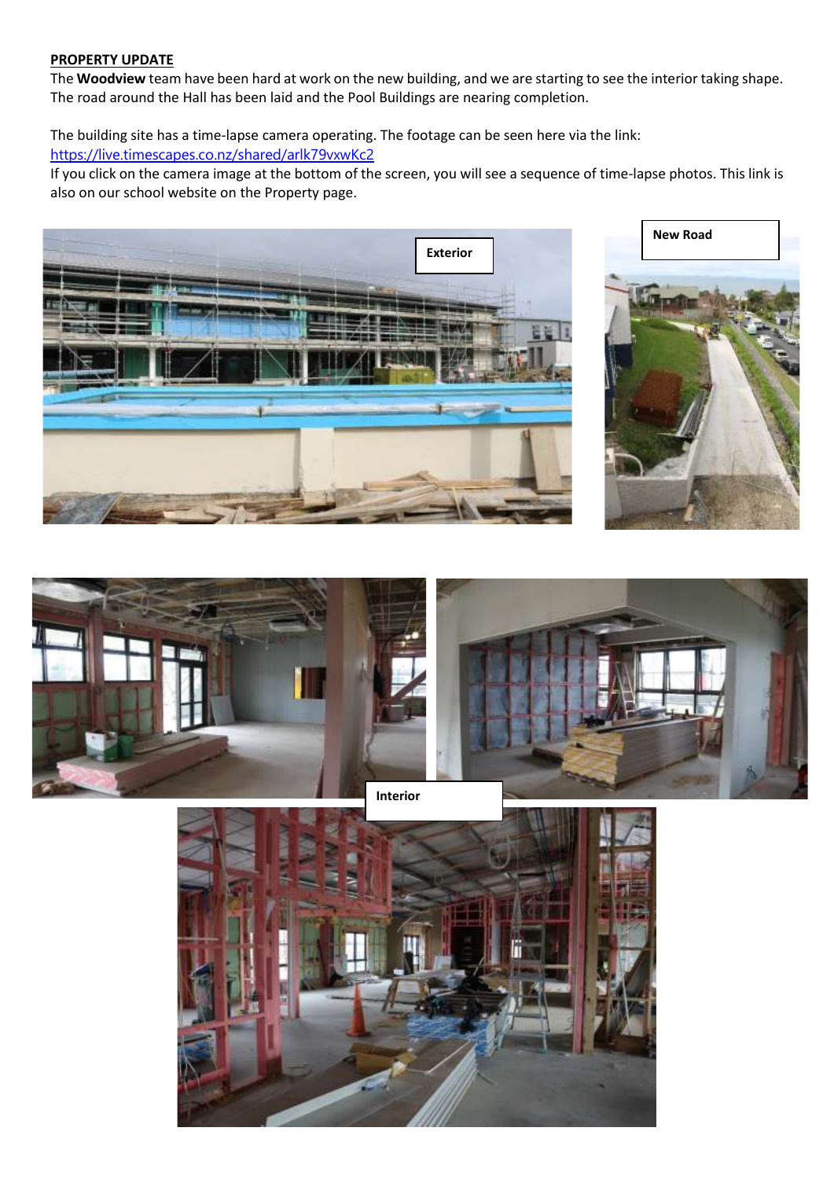**PROPERTY UPDATE**

The **Woodview** team have been hard at work on the new building, and we are starting to see the interior taking shape. The road around the Hall has been laid and the Pool Buildings are nearing completion.

The building site has a time-lapse camera operating. The footage can be seen here via the link: https://live.timescapes.co.nz/shared/arlk79vxwKc2

If you click on the camera image at the bottom of the screen, you will see a sequence of time-lapse photos. This link is also on our school website on the Property page.

Exterior

New Road

Interior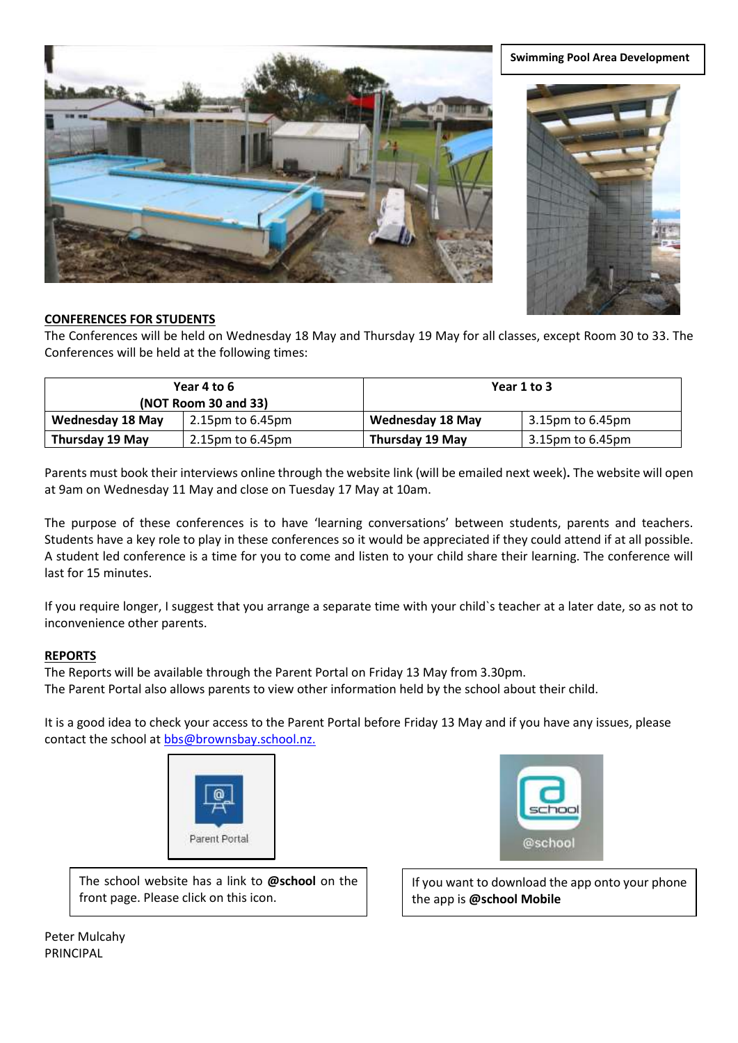**Swimming Pool Area Development**

## CONFERENCES FOR STUDENTS

The Conferences will be held on Wednesday 18 May and Thursday 19 May for all classes, except Room 30 to 33. The Conferences will be held at the following times:

| Year 4 to 6 (NOT Room 30 and 33) | | Year 1 to 3 | |
|---|---|---|---|
| **Wednesday 18 May** | 2.15pm to 6.45pm | **Wednesday 18 May** | 3.15pm to 6.45pm |
| **Thursday 19 May** | 2.15pm to 6.45pm | **Thursday 19 May** | 3.15pm to 6.45pm |

Parents must book their interviews online through the website link (will be emailed next week)**.** The website will open at 9am on Wednesday 11 May and close on Tuesday 17 May at 10am.

The purpose of these conferences is to have 'learning conversations' between students, parents and teachers. Students have a key role to play in these conferences so it would be appreciated if they could attend if at all possible. A student led conference is a time for you to come and listen to your child share their learning. The conference will last for 15 minutes.

If you require longer, I suggest that you arrange a separate time with your child`s teacher at a later date, so as not to inconvenience other parents.

## REPORTS

The Reports will be available through the Parent Portal on Friday 13 May from 3.30pm.
The Parent Portal also allows parents to view other information held by the school about their child.

It is a good idea to check your access to the Parent Portal before Friday 13 May and if you have any issues, please contact the school at bbs@brownsbay.school.nz.

Parent Portal

The school website has a link to **@school** on the front page. Please click on this icon.

@school

If you want to download the app onto your phone the app is **@school Mobile**

Peter Mulcahy
PRINCIPAL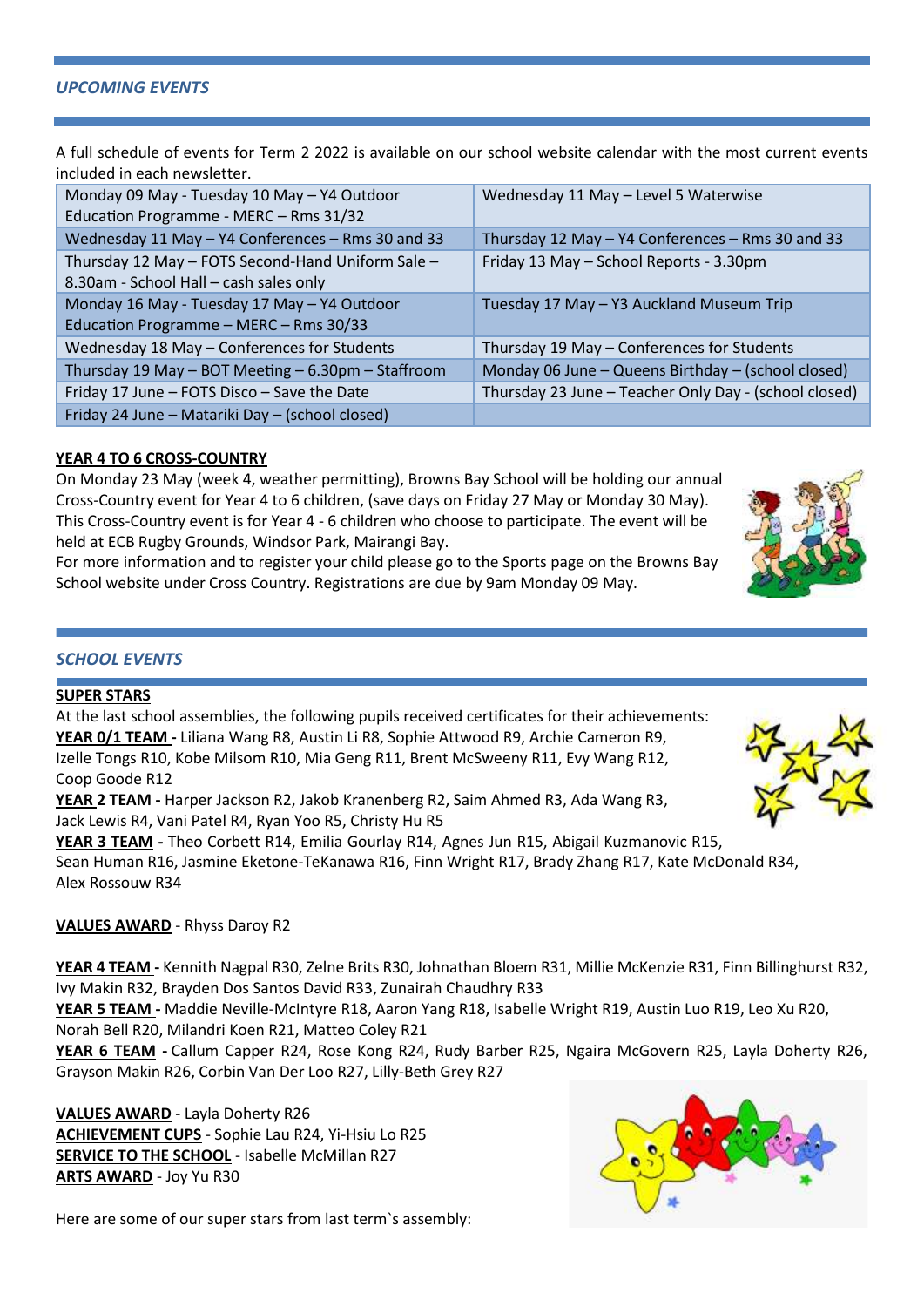## *UPCOMING EVENTS*

A full schedule of events for Term 2 2022 is available on our school website calendar with the most current events included in each newsletter.

| | |
|---|---|
| Monday 09 May - Tuesday 10 May – Y4 Outdoor Education Programme - MERC – Rms 31/32 | Wednesday 11 May – Level 5 Waterwise |
| Wednesday 11 May – Y4 Conferences – Rms 30 and 33 | Thursday 12 May – Y4 Conferences – Rms 30 and 33 |
| Thursday 12 May – FOTS Second-Hand Uniform Sale – 8.30am - School Hall – cash sales only | Friday 13 May – School Reports - 3.30pm |
| Monday 16 May - Tuesday 17 May – Y4 Outdoor Education Programme – MERC – Rms 30/33 | Tuesday 17 May – Y3 Auckland Museum Trip |
| Wednesday 18 May – Conferences for Students | Thursday 19 May – Conferences for Students |
| Thursday 19 May – BOT Meeting – 6.30pm – Staffroom | Monday 06 June – Queens Birthday – (school closed) |
| Friday 17 June – FOTS Disco – Save the Date | Thursday 23 June – Teacher Only Day - (school closed) |
| Friday 24 June – Matariki Day – (school closed) | |

**YEAR 4 TO 6 CROSS-COUNTRY**

On Monday 23 May (week 4, weather permitting), Browns Bay School will be holding our annual Cross-Country event for Year 4 to 6 children, (save days on Friday 27 May or Monday 30 May). This Cross-Country event is for Year 4 - 6 children who choose to participate. The event will be held at ECB Rugby Grounds, Windsor Park, Mairangi Bay.

For more information and to register your child please go to the Sports page on the Browns Bay School website under Cross Country. Registrations are due by 9am Monday 09 May.

## *SCHOOL EVENTS*

**SUPER STARS**

At the last school assemblies, the following pupils received certificates for their achievements:

**YEAR 0/1 TEAM -** Liliana Wang R8, Austin Li R8, Sophie Attwood R9, Archie Cameron R9, Izelle Tongs R10, Kobe Milsom R10, Mia Geng R11, Brent McSweeny R11, Evy Wang R12, Coop Goode R12

**YEAR 2 TEAM -** Harper Jackson R2, Jakob Kranenberg R2, Saim Ahmed R3, Ada Wang R3, Jack Lewis R4, Vani Patel R4, Ryan Yoo R5, Christy Hu R5

**YEAR 3 TEAM -** Theo Corbett R14, Emilia Gourlay R14, Agnes Jun R15, Abigail Kuzmanovic R15, Sean Human R16, Jasmine Eketone-TeKanawa R16, Finn Wright R17, Brady Zhang R17, Kate McDonald R34, Alex Rossouw R34

**VALUES AWARD** - Rhyss Daroy R2

**YEAR 4 TEAM -** Kennith Nagpal R30, Zelne Brits R30, Johnathan Bloem R31, Millie McKenzie R31, Finn Billinghurst R32, Ivy Makin R32, Brayden Dos Santos David R33, Zunairah Chaudhry R33

**YEAR 5 TEAM -** Maddie Neville-McIntyre R18, Aaron Yang R18, Isabelle Wright R19, Austin Luo R19, Leo Xu R20, Norah Bell R20, Milandri Koen R21, Matteo Coley R21

**YEAR 6 TEAM -** Callum Capper R24, Rose Kong R24, Rudy Barber R25, Ngaira McGovern R25, Layla Doherty R26, Grayson Makin R26, Corbin Van Der Loo R27, Lilly-Beth Grey R27

**VALUES AWARD** - Layla Doherty R26

**ACHIEVEMENT CUPS** - Sophie Lau R24, Yi-Hsiu Lo R25

**SERVICE TO THE SCHOOL** - Isabelle McMillan R27

**ARTS AWARD** - Joy Yu R30

Here are some of our super stars from last term`s assembly: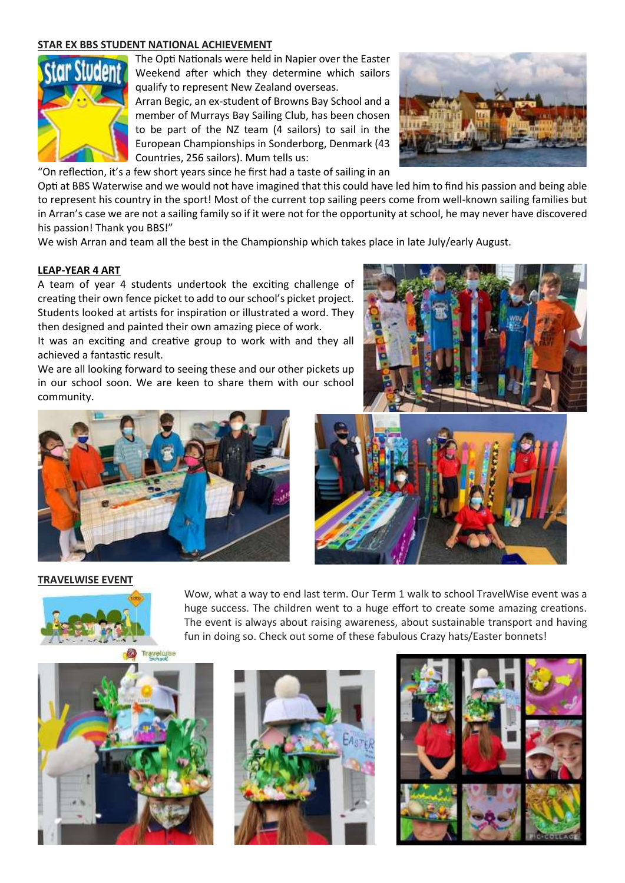## STAR EX BBS STUDENT NATIONAL ACHIEVEMENT

The Opti Nationals were held in Napier over the Easter Weekend after which they determine which sailors qualify to represent New Zealand overseas.

Arran Begic, an ex-student of Browns Bay School and a member of Murrays Bay Sailing Club, has been chosen to be part of the NZ team (4 sailors) to sail in the European Championships in Sonderborg, Denmark (43 Countries, 256 sailors). Mum tells us:

"On reflection, it's a few short years since he first had a taste of sailing in an Opti at BBS Waterwise and we would not have imagined that this could have led him to find his passion and being able to represent his country in the sport! Most of the current top sailing peers come from well-known sailing families but in Arran's case we are not a sailing family so if it were not for the opportunity at school, he may never have discovered his passion! Thank you BBS!"

We wish Arran and team all the best in the Championship which takes place in late July/early August.

## LEAP-YEAR 4 ART

A team of year 4 students undertook the exciting challenge of creating their own fence picket to add to our school's picket project. Students looked at artists for inspiration or illustrated a word. They then designed and painted their own amazing piece of work.

It was an exciting and creative group to work with and they all achieved a fantastic result.

We are all looking forward to seeing these and our other pickets up in our school soon. We are keen to share them with our school community.

## TRAVELWISE EVENT

Wow, what a way to end last term. Our Term 1 walk to school TravelWise event was a huge success. The children went to a huge effort to create some amazing creations. The event is always about raising awareness, about sustainable transport and having fun in doing so. Check out some of these fabulous Crazy hats/Easter bonnets!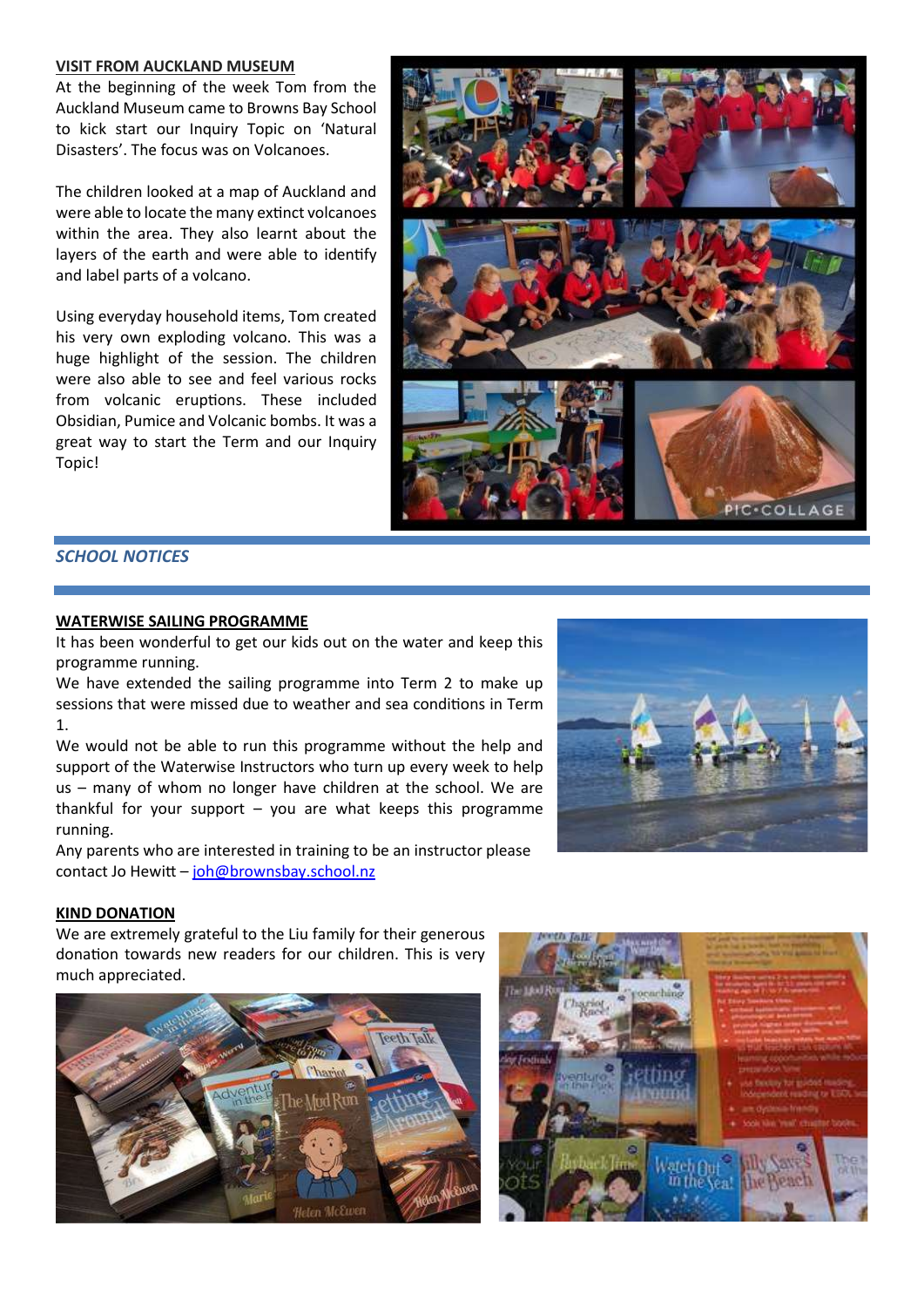**VISIT FROM AUCKLAND MUSEUM**

At the beginning of the week Tom from the Auckland Museum came to Browns Bay School to kick start our Inquiry Topic on 'Natural Disasters'. The focus was on Volcanoes.

The children looked at a map of Auckland and were able to locate the many extinct volcanoes within the area. They also learnt about the layers of the earth and were able to identify and label parts of a volcano.

Using everyday household items, Tom created his very own exploding volcano. This was a huge highlight of the session. The children were also able to see and feel various rocks from volcanic eruptions. These included Obsidian, Pumice and Volcanic bombs. It was a great way to start the Term and our Inquiry Topic!

## *SCHOOL NOTICES*

**WATERWISE SAILING PROGRAMME**

It has been wonderful to get our kids out on the water and keep this programme running.

We have extended the sailing programme into Term 2 to make up sessions that were missed due to weather and sea conditions in Term 1.

We would not be able to run this programme without the help and support of the Waterwise Instructors who turn up every week to help us – many of whom no longer have children at the school. We are thankful for your support – you are what keeps this programme running.

Any parents who are interested in training to be an instructor please contact Jo Hewitt – [joh@brownsbay.school.nz](mailto:joh@brownsbay.school.nz)

**KIND DONATION**

We are extremely grateful to the Liu family for their generous donation towards new readers for our children. This is very much appreciated.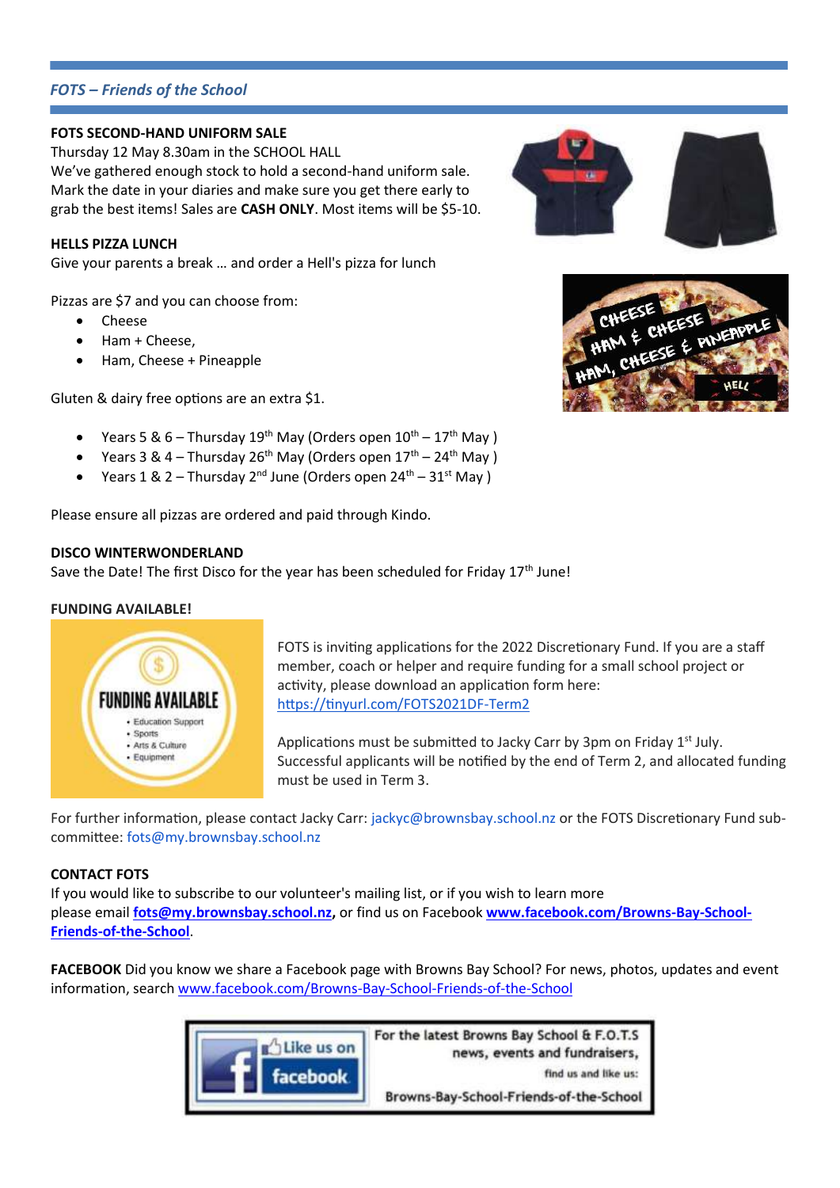## *FOTS – Friends of the School*

**FOTS SECOND-HAND UNIFORM SALE**

Thursday 12 May 8.30am in the SCHOOL HALL

We've gathered enough stock to hold a second-hand uniform sale. Mark the date in your diaries and make sure you get there early to grab the best items! Sales are **CASH ONLY**. Most items will be $5-10.

**HELLS PIZZA LUNCH**

Give your parents a break … and order a Hell's pizza for lunch

Pizzas are $7 and you can choose from:

- Cheese
- Ham + Cheese,
- Ham, Cheese + Pineapple

Gluten & dairy free options are an extra $1.

- Years 5 & 6 – Thursday 19th May (Orders open 10th – 17th May )
- Years 3 & 4 – Thursday 26th May (Orders open 17th – 24th May )
- Years 1 & 2 – Thursday 2nd June (Orders open 24th – 31st May )

Please ensure all pizzas are ordered and paid through Kindo.

**DISCO WINTERWONDERLAND**

Save the Date! The first Disco for the year has been scheduled for Friday 17th June!

**FUNDING AVAILABLE!**

FOTS is inviting applications for the 2022 Discretionary Fund. If you are a staff member, coach or helper and require funding for a small school project or activity, please download an application form here: https://tinyurl.com/FOTS2021DF-Term2

Applications must be submitted to Jacky Carr by 3pm on Friday 1st July. Successful applicants will be notified by the end of Term 2, and allocated funding must be used in Term 3.

For further information, please contact Jacky Carr: jackyc@brownsbay.school.nz or the FOTS Discretionary Fund sub-committee: fots@my.brownsbay.school.nz

**CONTACT FOTS**

If you would like to subscribe to our volunteer's mailing list, or if you wish to learn more please email **fots@my.brownsbay.school.nz,** or find us on Facebook **www.facebook.com/Browns-Bay-School-Friends-of-the-School**.

**FACEBOOK** Did you know we share a Facebook page with Browns Bay School? For news, photos, updates and event information, search www.facebook.com/Browns-Bay-School-Friends-of-the-School

For the latest Browns Bay School & F.O.T.S news, events and fundraisers, find us and like us: Browns-Bay-School-Friends-of-the-School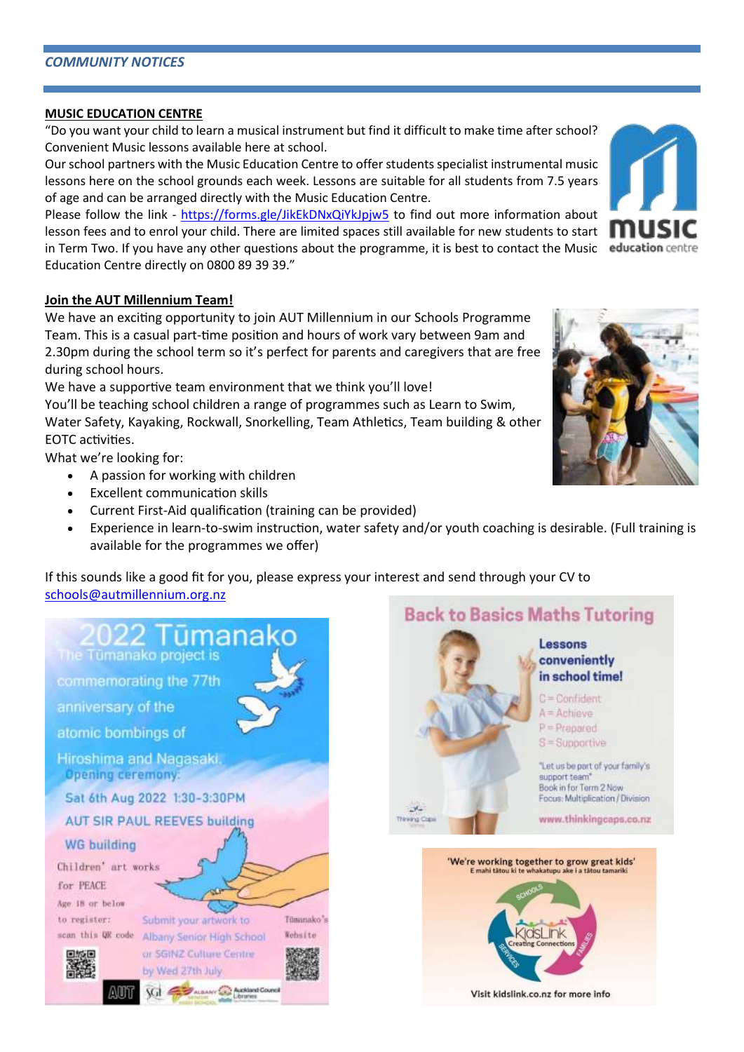## *COMMUNITY NOTICES*

**MUSIC EDUCATION CENTRE**

"Do you want your child to learn a musical instrument but find it difficult to make time after school? Convenient Music lessons available here at school.

Our school partners with the Music Education Centre to offer students specialist instrumental music lessons here on the school grounds each week. Lessons are suitable for all students from 7.5 years of age and can be arranged directly with the Music Education Centre.

Please follow the link - https://forms.gle/JikEkDNxQiYkJpjw5 to find out more information about lesson fees and to enrol your child. There are limited spaces still available for new students to start in Term Two. If you have any other questions about the programme, it is best to contact the Music Education Centre directly on 0800 89 39 39."

**Join the AUT Millennium Team!**

We have an exciting opportunity to join AUT Millennium in our Schools Programme Team. This is a casual part-time position and hours of work vary between 9am and 2.30pm during the school term so it's perfect for parents and caregivers that are free during school hours.

We have a supportive team environment that we think you'll love!

You'll be teaching school children a range of programmes such as Learn to Swim, Water Safety, Kayaking, Rockwall, Snorkelling, Team Athletics, Team building & other EOTC activities.

What we're looking for:

- A passion for working with children
- Excellent communication skills
- Current First-Aid qualification (training can be provided)
- Experience in learn-to-swim instruction, water safety and/or youth coaching is desirable. (Full training is available for the programmes we offer)

If this sounds like a good fit for you, please express your interest and send through your CV to schools@autmillennium.org.nz

**2022 Tūmanako**

The Tūmanako project is commemorating the 77th anniversary of the atomic bombings of Hiroshima and Nagasaki.

Opening ceremony:
Sat 6th Aug 2022 1:30-3:30PM
AUT SIR PAUL REEVES building
WG building

Children' art works for PEACE
Age 18 or below
to register: scan this QR code

Submit your artwork to Albany Senior High School or SGINZ Culture Centre by Wed 27th July

Tūmanako's Website

**Back to Basics Maths Tutoring**

Lessons conveniently in school time!

C = Confident
A = Achieve
P = Prepared
S = Supportive

"Let us be part of your family's support team"
Book in for Term 2 Now
Focus: Multiplication / Division

www.thinkingcaps.co.nz

'We're working together to grow great kids'
E mahi tātou ki te whakatupu ake i a tātou tamariki

KidsLink — Creating Connections

Visit kidslink.co.nz for more info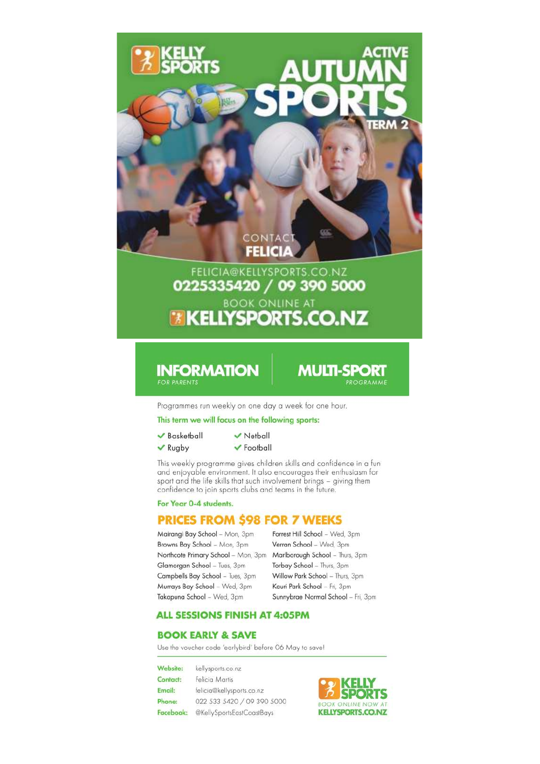# KELLY SPORTS

# ACTIVE AUTUMN SPORTS

## TERM 2

CONTACT
**FELICIA**

FELICIA@KELLYSPORTS.CO.NZ
**0225335420 / 09 390 5000**

BOOK ONLINE AT
**KELLYSPORTS.CO.NZ**

## INFORMATION
*FOR PARENTS*

## MULTI-SPORT
*PROGRAMME*

Programmes run weekly on one day a week for one hour.

**This term we will focus on the following sports:**

- ✔ Basketball
- ✔ Netball
- ✔ Rugby
- ✔ Football

This weekly programme gives children skills and confidence in a fun and enjoyable environment. It also encourages their enthusiasm for sport and the life skills that such involvement brings – giving them confidence to join sports clubs and teams in the future.

**For Year 0-4 students.**

## PRICES FROM $98 FOR 7 WEEKS

- Mairangi Bay School – Mon, 3pm
- Browns Bay School – Mon, 3pm
- Northcote Primary School – Mon, 3pm
- Glamorgan School – Tues, 3pm
- Campbells Bay School – Tues, 3pm
- Murrays Bay School – Wed, 3pm
- Takapuna School – Wed, 3pm
- Forrest Hill School – Wed, 3pm
- Verran School – Wed, 3pm
- Marlborough School – Thurs, 3pm
- Torbay School – Thurs, 3pm
- Willow Park School – Thurs, 3pm
- Kauri Park School – Fri, 3pm
- Sunnybrae Normal School – Fri, 3pm

## ALL SESSIONS FINISH AT 4:05PM

## BOOK EARLY & SAVE

Use the voucher code 'earlybird' before 06 May to save!

**Website:** kellysports.co.nz
**Contact:** Felicia Martis
**Email:** felicia@kellysports.co.nz
**Phone:** 022 533 5420 / 09 390 5000
**Facebook:** @KellySportsEastCoastBays

KELLY SPORTS
BOOK ONLINE NOW AT
**KELLYSPORTS.CO.NZ**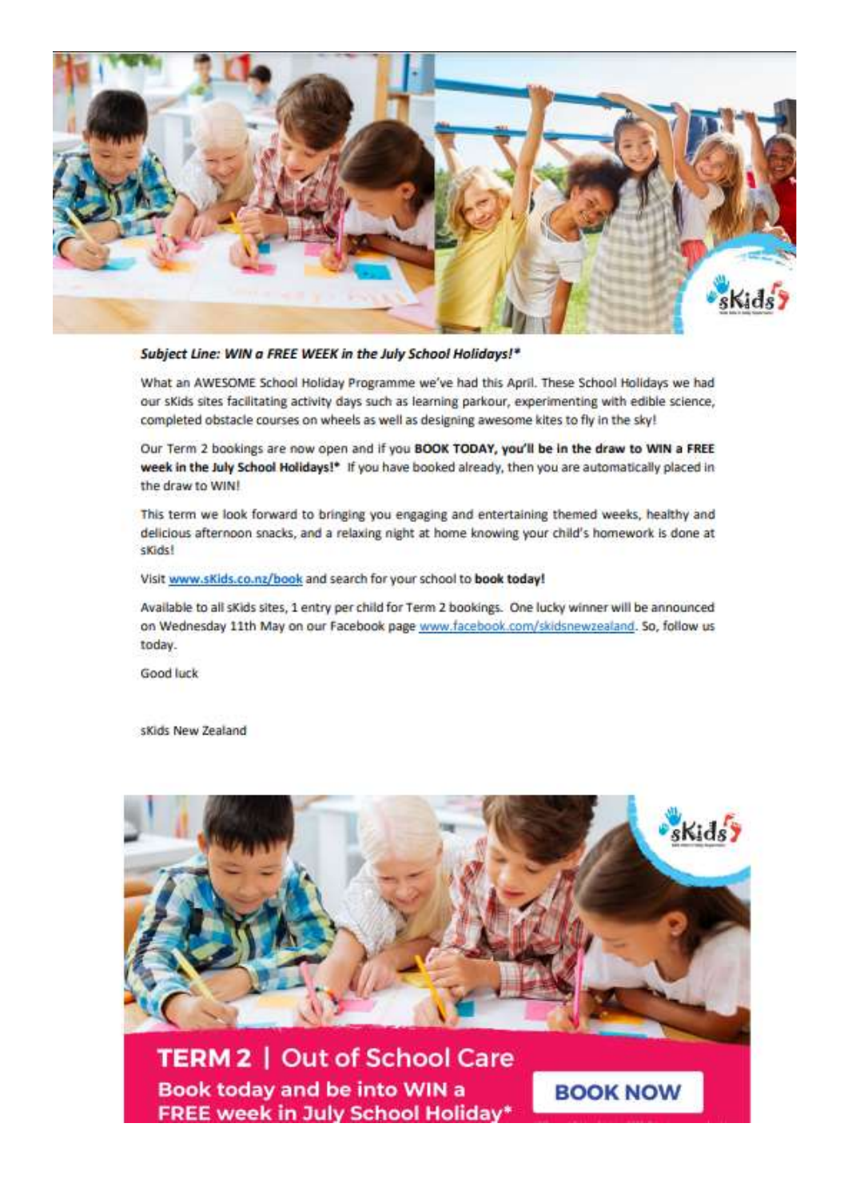***Subject Line: WIN a FREE WEEK in the July School Holidays!****

What an AWESOME School Holiday Programme we've had this April. These School Holidays we had our sKids sites facilitating activity days such as learning parkour, experimenting with edible science, completed obstacle courses on wheels as well as designing awesome kites to fly in the sky!

Our Term 2 bookings are now open and if you **BOOK TODAY, you'll be in the draw to WIN a FREE week in the July School Holidays!*** If you have booked already, then you are automatically placed in the draw to WIN!

This term we look forward to bringing you engaging and entertaining themed weeks, healthy and delicious afternoon snacks, and a relaxing night at home knowing your child's homework is done at sKids!

Visit www.sKids.co.nz/book and search for your school to **book today!**

Available to all sKids sites, 1 entry per child for Term 2 bookings. One lucky winner will be announced on Wednesday 11th May on our Facebook page www.facebook.com/skidsnewzealand. So, follow us today.

Good luck

sKids New Zealand

**TERM 2 | Out of School Care**

**Book today and be into WIN a FREE week in July School Holiday***

**BOOK NOW**